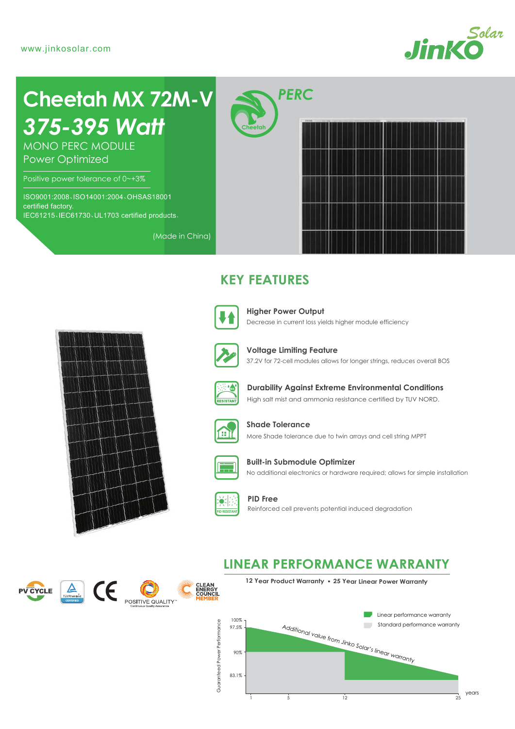www.jinkosolar.com

# Cheetah MX 72M-V

## *375-395 Watt*

MONO PERC MODULE
Power Optimized

Positive power tolerance of 0~+3%

ISO9001:2008、ISO14001:2004、OHSAS18001 certified factory.
IEC61215、IEC61730、UL1703 certified products.

(Made in China)

PERC

## KEY FEATURES

**Higher Power Output**
Decrease in current loss yields higher module efficiency

**Voltage Limiting Feature**
37.2V for 72-cell modules allows for longer strings, reduces overall BOS

**Durability Against Extreme Environmental Conditions**
High salt mist and ammonia resistance certified by TUV NORD.

**Shade Tolerance**
More Shade tolerance due to twin arrays and cell string MPPT

**Built-in Submodule Optimizer**
No additional electronics or hardware required; allows for simple installation

**PID Free**
Reinforced cell prevents potential induced degradation

## LINEAR PERFORMANCE WARRANTY

**12 Year Product Warranty • 25 Year Linear Power Warranty**

Linear performance warranty
Standard performance warranty

Additional value from Jinko Solar's linear warranty

Guaranteed Power Performance: 100%, 97.5%, 90%, 83.1%

years: 1, 5, 12, 25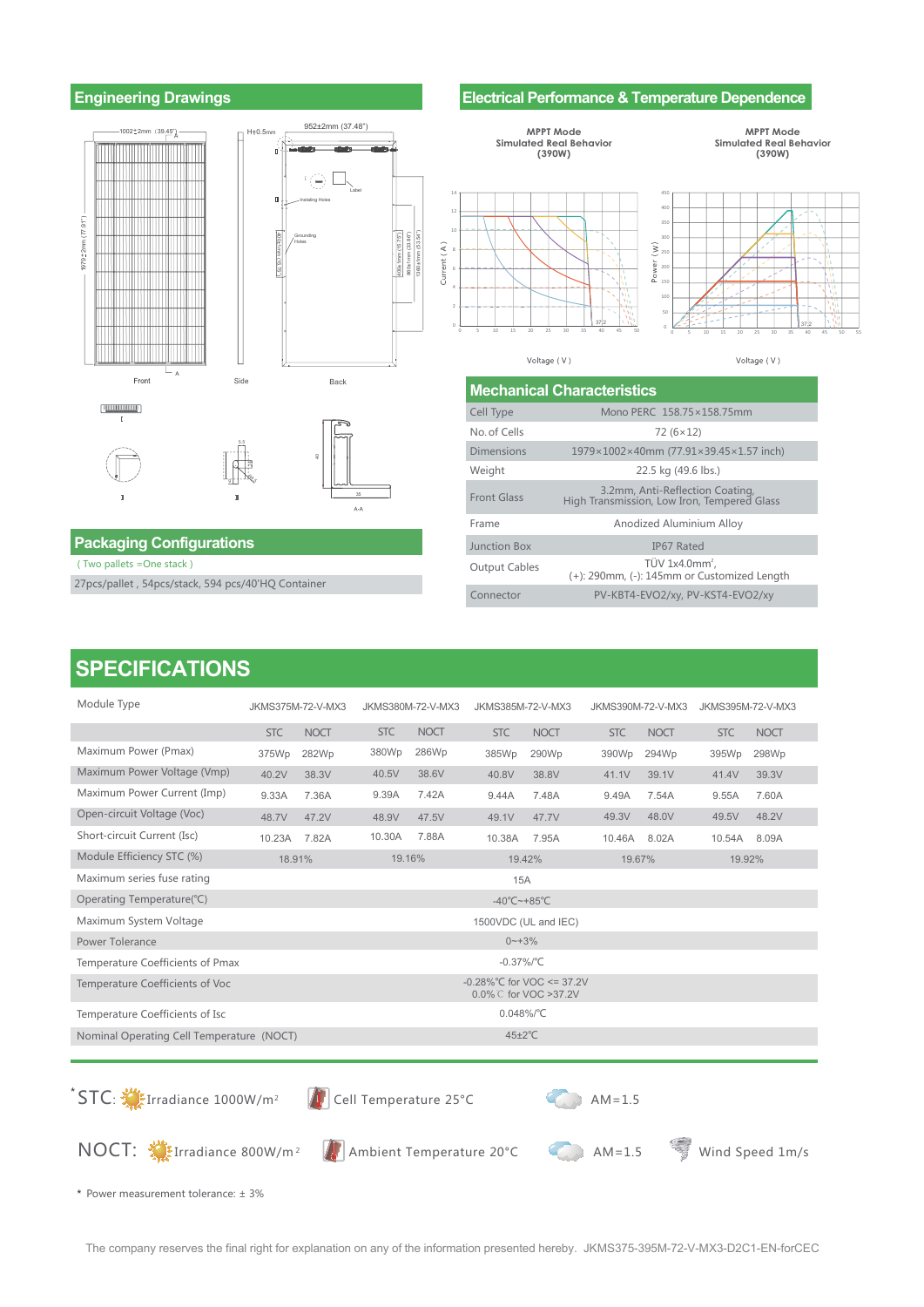## Engineering Drawings

1002±2mm (39.45")

952±2mm (37.48")

H±0.5mm

1979±2mm (77.91")

Installing Holes

Label

Grounding Holes

Front

Side

Back

A-A

## Electrical Performance & Temperature Dependence

MPPT Mode
Simulated Real Behavior
(390W)

Current (A)

Voltage (V)

MPPT Mode
Simulated Real Behavior
(390W)

Power (W)

Voltage (V)

## Mechanical Characteristics

| | |
|---|---|
| Cell Type | Mono PERC 158.75×158.75mm |
| No.of Cells | 72 (6×12) |
| Dimensions | 1979×1002×40mm (77.91×39.45×1.57 inch) |
| Weight | 22.5 kg (49.6 lbs.) |
| Front Glass | 3.2mm, Anti-Reflection Coating, High Transmission, Low Iron, Tempered Glass |
| Frame | Anodized Aluminium Alloy |
| Junction Box | IP67 Rated |
| Output Cables | TÜV 1x4.0mm², (+): 290mm, (-): 145mm or Customized Length |
| Connector | PV-KBT4-EVO2/xy, PV-KST4-EVO2/xy |

## Packaging Configurations

( Two pallets =One stack )

27pcs/pallet , 54pcs/stack, 594 pcs/40'HQ Container

# SPECIFICATIONS

| Module Type | JKMS375M-72-V-MX3 | | JKMS380M-72-V-MX3 | | JKMS385M-72-V-MX3 | | JKMS390M-72-V-MX3 | | JKMS395M-72-V-MX3 | |
|---|---|---|---|---|---|---|---|---|---|---|
| | STC | NOCT | STC | NOCT | STC | NOCT | STC | NOCT | STC | NOCT |
| Maximum Power (Pmax) | 375Wp | 282Wp | 380Wp | 286Wp | 385Wp | 290Wp | 390Wp | 294Wp | 395Wp | 298Wp |
| Maximum Power Voltage (Vmp) | 40.2V | 38.3V | 40.5V | 38.6V | 40.8V | 38.8V | 41.1V | 39.1V | 41.4V | 39.3V |
| Maximum Power Current (Imp) | 9.33A | 7.36A | 9.39A | 7.42A | 9.44A | 7.48A | 9.49A | 7.54A | 9.55A | 7.60A |
| Open-circuit Voltage (Voc) | 48.7V | 47.2V | 48.9V | 47.5V | 49.1V | 47.7V | 49.3V | 48.0V | 49.5V | 48.2V |
| Short-circuit Current (Isc) | 10.23A | 7.82A | 10.30A | 7.88A | 10.38A | 7.95A | 10.46A | 8.02A | 10.54A | 8.09A |
| Module Efficiency STC (%) | 18.91% | | 19.16% | | 19.42% | | 19.67% | | 19.92% | |
| Maximum series fuse rating | 15A | | | | | | | | | |
| Operating Temperature(℃) | -40℃~+85℃ | | | | | | | | | |
| Maximum System Voltage | 1500VDC (UL and IEC) | | | | | | | | | |
| Power Tolerance | 0~+3% | | | | | | | | | |
| Temperature Coefficients of Pmax | -0.37%/℃ | | | | | | | | | |
| Temperature Coefficients of Voc | -0.28%℃ for VOC <= 37.2V; 0.0% ℃ for VOC >37.2V | | | | | | | | | |
| Temperature Coefficients of Isc | 0.048%/℃ | | | | | | | | | |
| Nominal Operating Cell Temperature (NOCT) | 45±2℃ | | | | | | | | | |

*STC: Irradiance 1000W/m² | Cell Temperature 25°C | AM=1.5

NOCT: Irradiance 800W/m² | Ambient Temperature 20°C | AM=1.5 | Wind Speed 1m/s

* Power measurement tolerance: ± 3%

The company reserves the final right for explanation on any of the information presented hereby. JKMS375-395M-72-V-MX3-D2C1-EN-forCEC